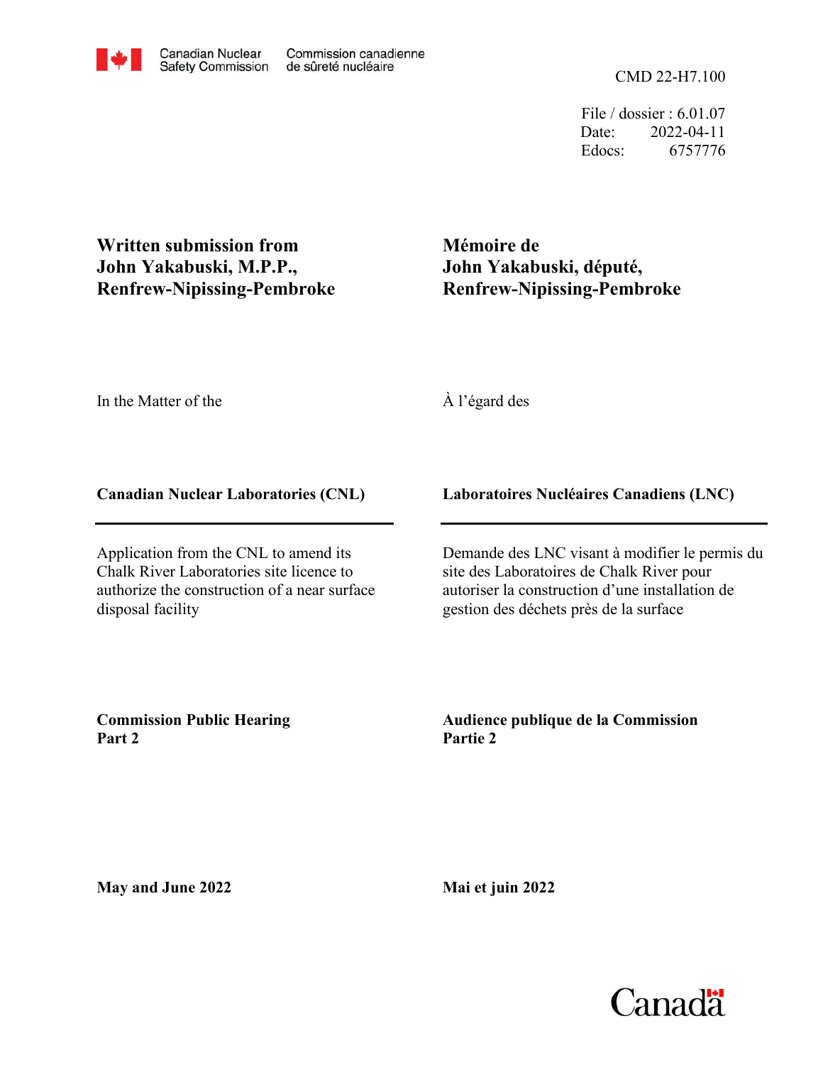Canadian Nuclear Safety Commission / Commission canadienne de sûreté nucléaire

CMD 22-H7.100

File / dossier : 6.01.07
Date: 2022-04-11
Edocs: 6757776

**Written submission from John Yakabuski, M.P.P., Renfrew-Nipissing-Pembroke**

**Mémoire de John Yakabuski, député, Renfrew-Nipissing-Pembroke**

In the Matter of the

À l'égard des

**Canadian Nuclear Laboratories (CNL)**

**Laboratoires Nucléaires Canadiens (LNC)**

Application from the CNL to amend its Chalk River Laboratories site licence to authorize the construction of a near surface disposal facility

Demande des LNC visant à modifier le permis du site des Laboratoires de Chalk River pour autoriser la construction d'une installation de gestion des déchets près de la surface

**Commission Public Hearing Part 2**

**Audience publique de la Commission Partie 2**

**May and June 2022**

**Mai et juin 2022**

Canada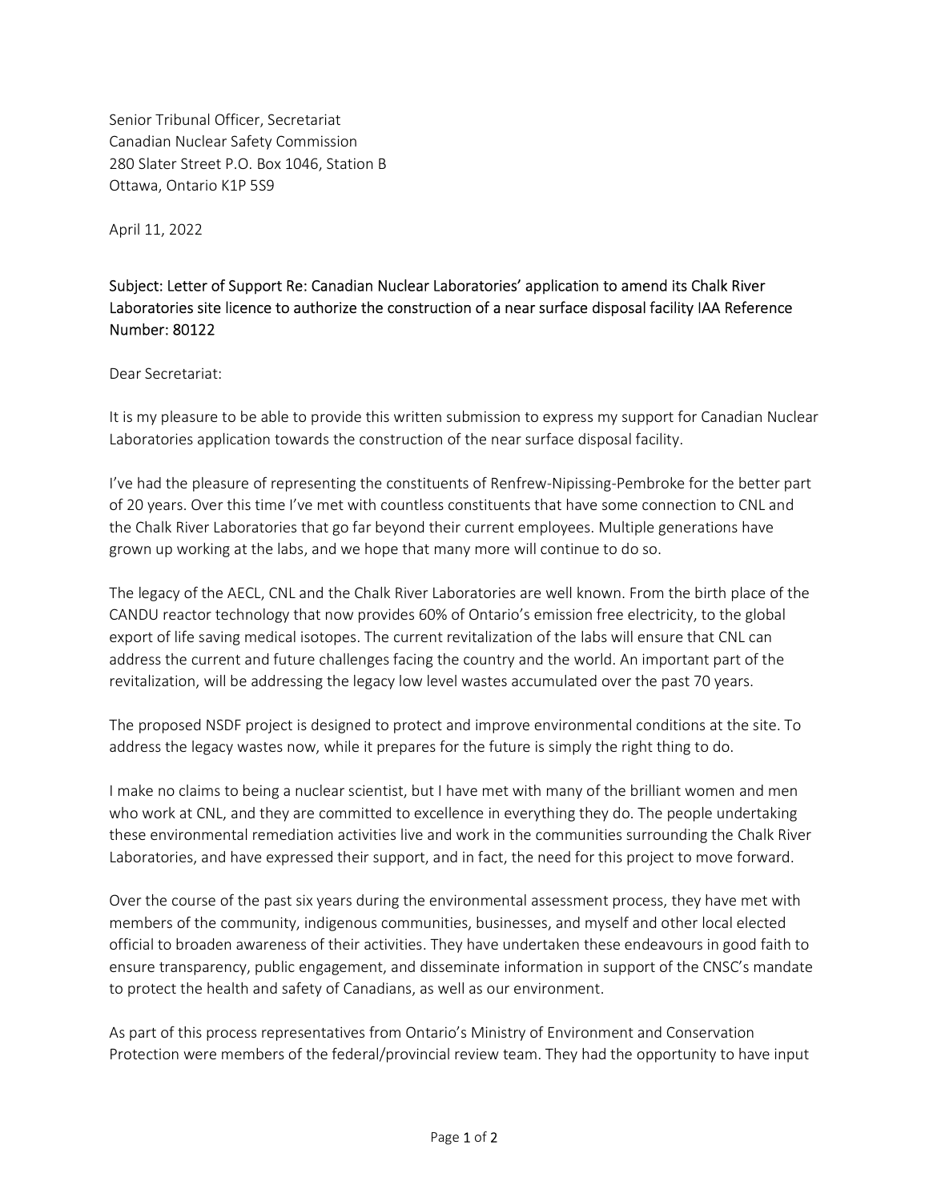Senior Tribunal Officer, Secretariat
Canadian Nuclear Safety Commission
280 Slater Street P.O. Box 1046, Station B
Ottawa, Ontario K1P 5S9

April 11, 2022

Subject: Letter of Support Re: Canadian Nuclear Laboratories' application to amend its Chalk River Laboratories site licence to authorize the construction of a near surface disposal facility IAA Reference Number: 80122

Dear Secretariat:

It is my pleasure to be able to provide this written submission to express my support for Canadian Nuclear Laboratories application towards the construction of the near surface disposal facility.

I've had the pleasure of representing the constituents of Renfrew-Nipissing-Pembroke for the better part of 20 years. Over this time I've met with countless constituents that have some connection to CNL and the Chalk River Laboratories that go far beyond their current employees. Multiple generations have grown up working at the labs, and we hope that many more will continue to do so.

The legacy of the AECL, CNL and the Chalk River Laboratories are well known. From the birth place of the CANDU reactor technology that now provides 60% of Ontario's emission free electricity, to the global export of life saving medical isotopes. The current revitalization of the labs will ensure that CNL can address the current and future challenges facing the country and the world. An important part of the revitalization, will be addressing the legacy low level wastes accumulated over the past 70 years.

The proposed NSDF project is designed to protect and improve environmental conditions at the site. To address the legacy wastes now, while it prepares for the future is simply the right thing to do.

I make no claims to being a nuclear scientist, but I have met with many of the brilliant women and men who work at CNL, and they are committed to excellence in everything they do. The people undertaking these environmental remediation activities live and work in the communities surrounding the Chalk River Laboratories, and have expressed their support, and in fact, the need for this project to move forward.

Over the course of the past six years during the environmental assessment process, they have met with members of the community, indigenous communities, businesses, and myself and other local elected official to broaden awareness of their activities. They have undertaken these endeavours in good faith to ensure transparency, public engagement, and disseminate information in support of the CNSC's mandate to protect the health and safety of Canadians, as well as our environment.

As part of this process representatives from Ontario's Ministry of Environment and Conservation Protection were members of the federal/provincial review team. They had the opportunity to have input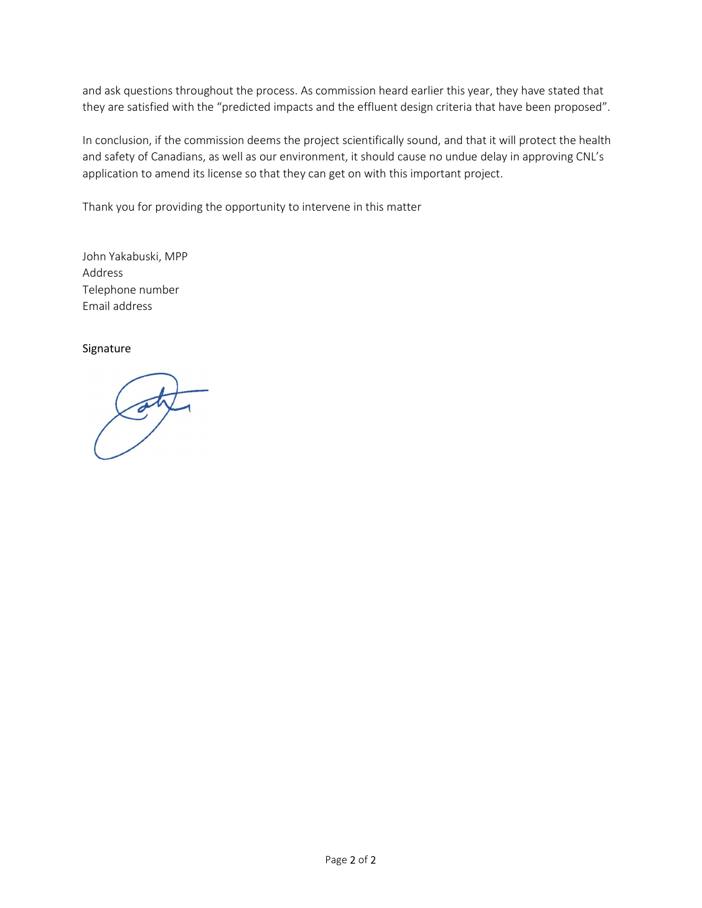and ask questions throughout the process. As commission heard earlier this year, they have stated that they are satisfied with the "predicted impacts and the effluent design criteria that have been proposed".

In conclusion, if the commission deems the project scientifically sound, and that it will protect the health and safety of Canadians, as well as our environment, it should cause no undue delay in approving CNL's application to amend its license so that they can get on with this important project.

Thank you for providing the opportunity to intervene in this matter

John Yakabuski, MPP
Address
Telephone number
Email address

Signature